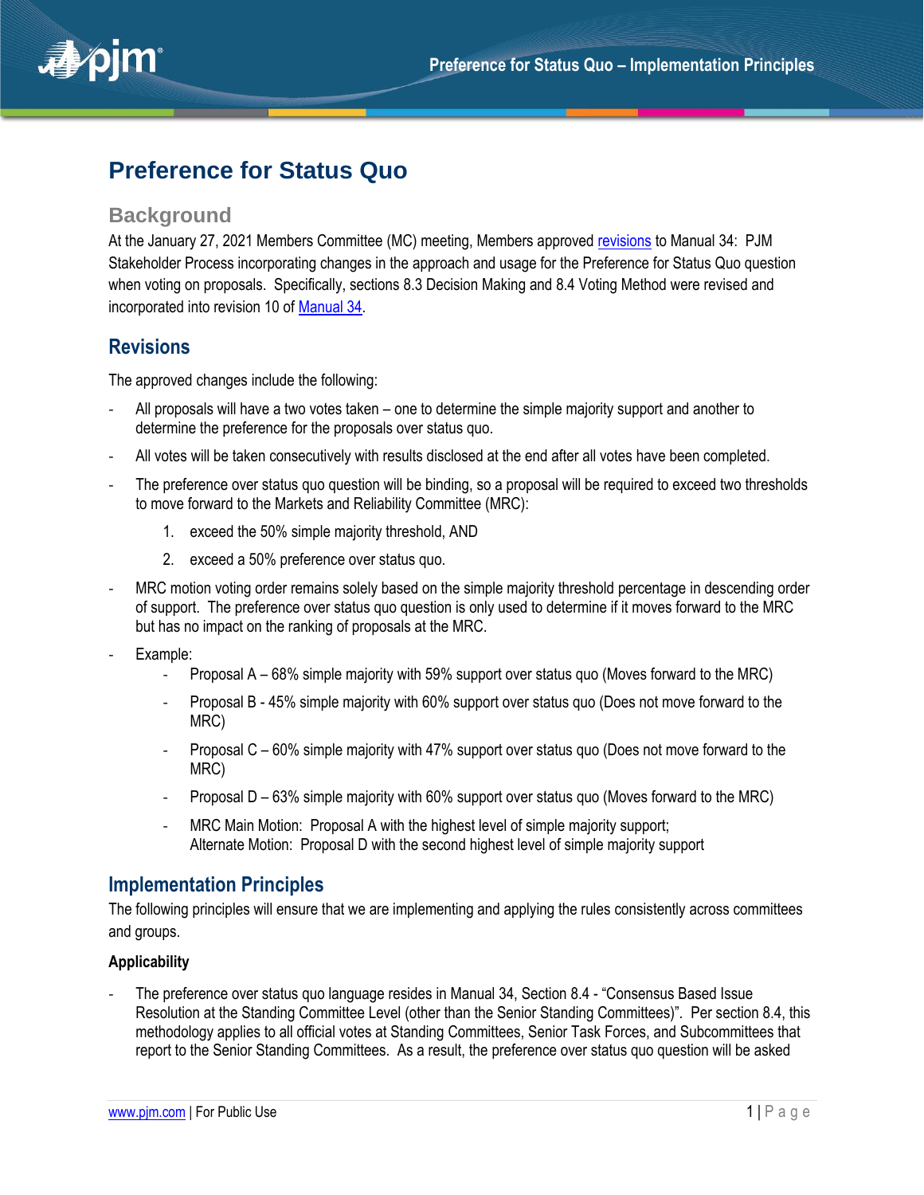# Preference for Status Quo

## Background

At the January 27, 2021 Members Committee (MC) meeting, Members approved revisions to Manual 34: PJM Stakeholder Process incorporating changes in the approach and usage for the Preference for Status Quo question when voting on proposals. Specifically, sections 8.3 Decision Making and 8.4 Voting Method were revised and incorporated into revision 10 of Manual 34.

## Revisions

The approved changes include the following:

- All proposals will have a two votes taken – one to determine the simple majority support and another to determine the preference for the proposals over status quo.
- All votes will be taken consecutively with results disclosed at the end after all votes have been completed.
- The preference over status quo question will be binding, so a proposal will be required to exceed two thresholds to move forward to the Markets and Reliability Committee (MRC):
  1. exceed the 50% simple majority threshold, AND
  2. exceed a 50% preference over status quo.
- MRC motion voting order remains solely based on the simple majority threshold percentage in descending order of support. The preference over status quo question is only used to determine if it moves forward to the MRC but has no impact on the ranking of proposals at the MRC.
- Example:
  - Proposal A – 68% simple majority with 59% support over status quo (Moves forward to the MRC)
  - Proposal B - 45% simple majority with 60% support over status quo (Does not move forward to the MRC)
  - Proposal C – 60% simple majority with 47% support over status quo (Does not move forward to the MRC)
  - Proposal D – 63% simple majority with 60% support over status quo (Moves forward to the MRC)
  - MRC Main Motion: Proposal A with the highest level of simple majority support;
    Alternate Motion: Proposal D with the second highest level of simple majority support

## Implementation Principles

The following principles will ensure that we are implementing and applying the rules consistently across committees and groups.

**Applicability**

- The preference over status quo language resides in Manual 34, Section 8.4 - "Consensus Based Issue Resolution at the Standing Committee Level (other than the Senior Standing Committees)". Per section 8.4, this methodology applies to all official votes at Standing Committees, Senior Task Forces, and Subcommittees that report to the Senior Standing Committees. As a result, the preference over status quo question will be asked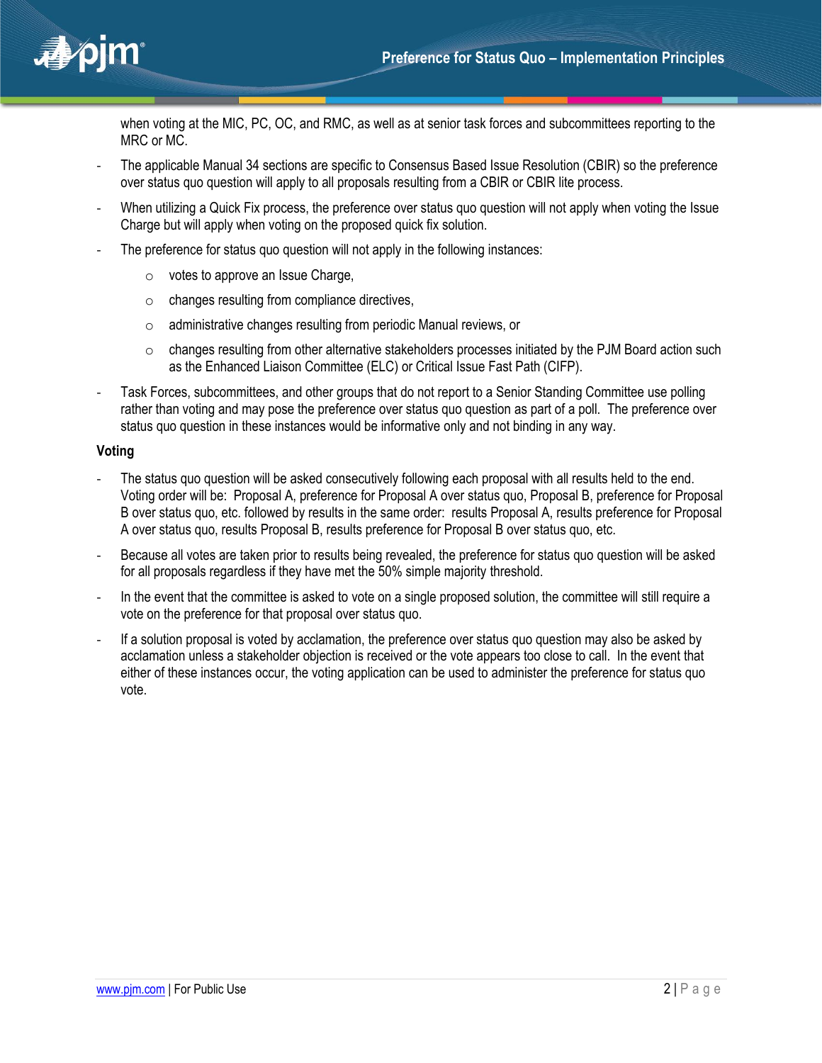when voting at the MIC, PC, OC, and RMC, as well as at senior task forces and subcommittees reporting to the MRC or MC.

- The applicable Manual 34 sections are specific to Consensus Based Issue Resolution (CBIR) so the preference over status quo question will apply to all proposals resulting from a CBIR or CBIR lite process.
- When utilizing a Quick Fix process, the preference over status quo question will not apply when voting the Issue Charge but will apply when voting on the proposed quick fix solution.
- The preference for status quo question will not apply in the following instances:
  - votes to approve an Issue Charge,
  - changes resulting from compliance directives,
  - administrative changes resulting from periodic Manual reviews, or
  - changes resulting from other alternative stakeholders processes initiated by the PJM Board action such as the Enhanced Liaison Committee (ELC) or Critical Issue Fast Path (CIFP).
- Task Forces, subcommittees, and other groups that do not report to a Senior Standing Committee use polling rather than voting and may pose the preference over status quo question as part of a poll. The preference over status quo question in these instances would be informative only and not binding in any way.

**Voting**

- The status quo question will be asked consecutively following each proposal with all results held to the end. Voting order will be: Proposal A, preference for Proposal A over status quo, Proposal B, preference for Proposal B over status quo, etc. followed by results in the same order: results Proposal A, results preference for Proposal A over status quo, results Proposal B, results preference for Proposal B over status quo, etc.
- Because all votes are taken prior to results being revealed, the preference for status quo question will be asked for all proposals regardless if they have met the 50% simple majority threshold.
- In the event that the committee is asked to vote on a single proposed solution, the committee will still require a vote on the preference for that proposal over status quo.
- If a solution proposal is voted by acclamation, the preference over status quo question may also be asked by acclamation unless a stakeholder objection is received or the vote appears too close to call. In the event that either of these instances occur, the voting application can be used to administer the preference for status quo vote.